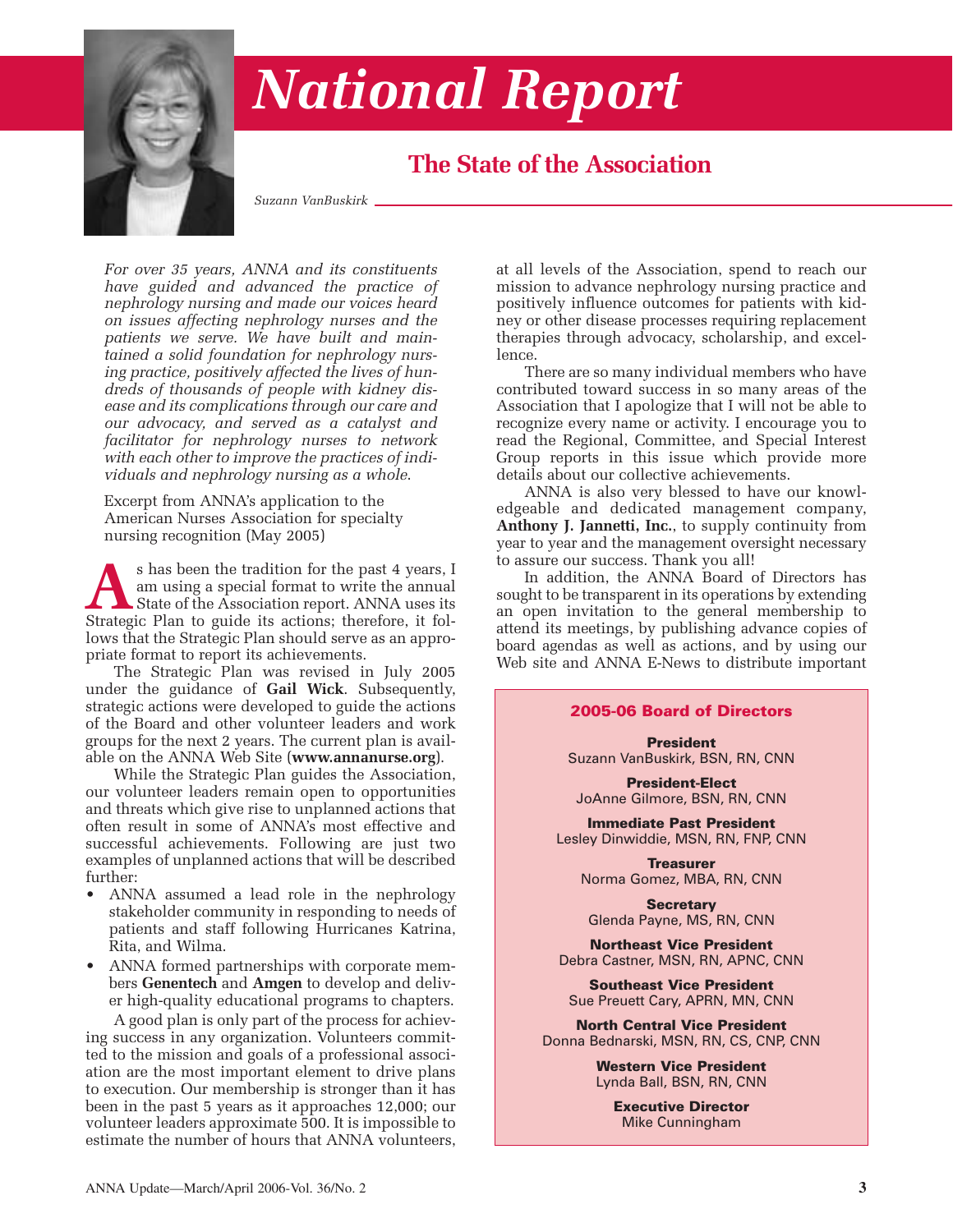# National Report

## The State of the Association

*Suzann VanBuskirk*

*For over 35 years, ANNA and its constituents have guided and advanced the practice of nephrology nursing and made our voices heard on issues affecting nephrology nurses and the patients we serve. We have built and maintained a solid foundation for nephrology nursing practice, positively affected the lives of hundreds of thousands of people with kidney disease and its complications through our care and our advocacy, and served as a catalyst and facilitator for nephrology nurses to network with each other to improve the practices of individuals and nephrology nursing as a whole.*

Excerpt from ANNA's application to the American Nurses Association for specialty nursing recognition (May 2005)

As has been the tradition for the past 4 years, I am using a special format to write the annual State of the Association report. ANNA uses its Strategic Plan to guide its actions; therefore, it follows that the Strategic Plan should serve as an appropriate format to report its achievements.

The Strategic Plan was revised in July 2005 under the guidance of **Gail Wick**. Subsequently, strategic actions were developed to guide the actions of the Board and other volunteer leaders and work groups for the next 2 years. The current plan is available on the ANNA Web Site (**www.annanurse.org**).

While the Strategic Plan guides the Association, our volunteer leaders remain open to opportunities and threats which give rise to unplanned actions that often result in some of ANNA's most effective and successful achievements. Following are just two examples of unplanned actions that will be described further:

- ANNA assumed a lead role in the nephrology stakeholder community in responding to needs of patients and staff following Hurricanes Katrina, Rita, and Wilma.
- ANNA formed partnerships with corporate members **Genentech** and **Amgen** to develop and deliver high-quality educational programs to chapters.

A good plan is only part of the process for achieving success in any organization. Volunteers committed to the mission and goals of a professional association are the most important element to drive plans to execution. Our membership is stronger than it has been in the past 5 years as it approaches 12,000; our volunteer leaders approximate 500. It is impossible to estimate the number of hours that ANNA volunteers, at all levels of the Association, spend to reach our mission to advance nephrology nursing practice and positively influence outcomes for patients with kidney or other disease processes requiring replacement therapies through advocacy, scholarship, and excellence.

There are so many individual members who have contributed toward success in so many areas of the Association that I apologize that I will not be able to recognize every name or activity. I encourage you to read the Regional, Committee, and Special Interest Group reports in this issue which provide more details about our collective achievements.

ANNA is also very blessed to have our knowledgeable and dedicated management company, **Anthony J. Jannetti, Inc.**, to supply continuity from year to year and the management oversight necessary to assure our success. Thank you all!

In addition, the ANNA Board of Directors has sought to be transparent in its operations by extending an open invitation to the general membership to attend its meetings, by publishing advance copies of board agendas as well as actions, and by using our Web site and ANNA E-News to distribute important

**2005-06 Board of Directors**

**President**
Suzann VanBuskirk, BSN, RN, CNN

**President-Elect**
JoAnne Gilmore, BSN, RN, CNN

**Immediate Past President**
Lesley Dinwiddie, MSN, RN, FNP, CNN

**Treasurer**
Norma Gomez, MBA, RN, CNN

**Secretary**
Glenda Payne, MS, RN, CNN

**Northeast Vice President**
Debra Castner, MSN, RN, APNC, CNN

**Southeast Vice President**
Sue Preuett Cary, APRN, MN, CNN

**North Central Vice President**
Donna Bednarski, MSN, RN, CS, CNP, CNN

**Western Vice President**
Lynda Ball, BSN, RN, CNN

**Executive Director**
Mike Cunningham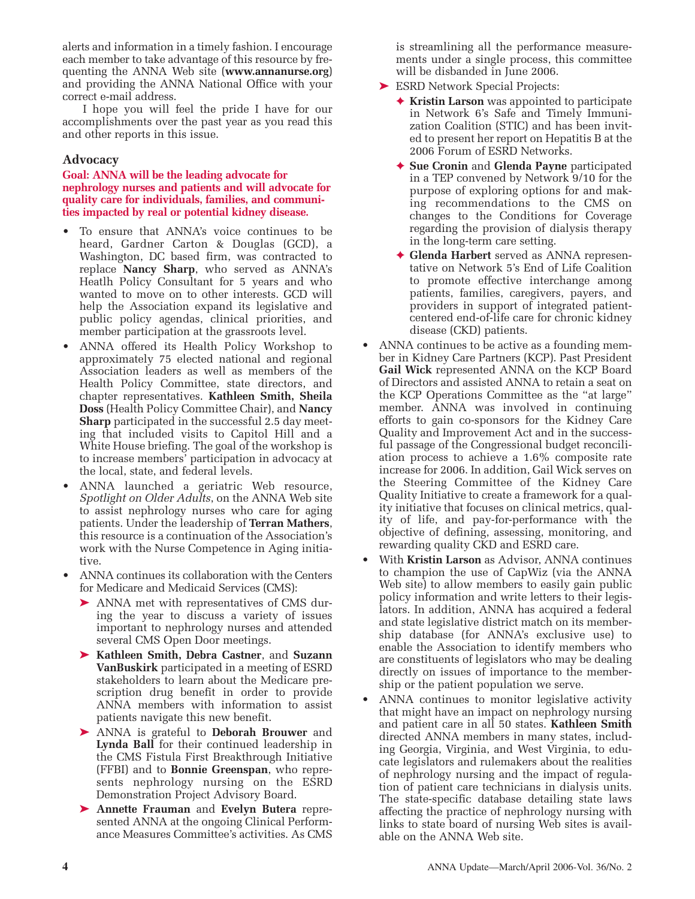alerts and information in a timely fashion. I encourage each member to take advantage of this resource by frequenting the ANNA Web site (**www.annanurse.org**) and providing the ANNA National Office with your correct e-mail address.

I hope you will feel the pride I have for our accomplishments over the past year as you read this and other reports in this issue.

## Advocacy

**Goal: ANNA will be the leading advocate for nephrology nurses and patients and will advocate for quality care for individuals, families, and communities impacted by real or potential kidney disease.**

- To ensure that ANNA's voice continues to be heard, Gardner Carton & Douglas (GCD), a Washington, DC based firm, was contracted to replace **Nancy Sharp**, who served as ANNA's Heatlh Policy Consultant for 5 years and who wanted to move on to other interests. GCD will help the Association expand its legislative and public policy agendas, clinical priorities, and member participation at the grassroots level.
- ANNA offered its Health Policy Workshop to approximately 75 elected national and regional Association leaders as well as members of the Health Policy Committee, state directors, and chapter representatives. **Kathleen Smith, Sheila Doss** (Health Policy Committee Chair), and **Nancy Sharp** participated in the successful 2.5 day meeting that included visits to Capitol Hill and a White House briefing. The goal of the workshop is to increase members' participation in advocacy at the local, state, and federal levels.
- ANNA launched a geriatric Web resource, *Spotlight on Older Adults*, on the ANNA Web site to assist nephrology nurses who care for aging patients. Under the leadership of **Terran Mathers**, this resource is a continuation of the Association's work with the Nurse Competence in Aging initiative.
- ANNA continues its collaboration with the Centers for Medicare and Medicaid Services (CMS):
  - ANNA met with representatives of CMS during the year to discuss a variety of issues important to nephrology nurses and attended several CMS Open Door meetings.
  - **Kathleen Smith, Debra Castner**, and **Suzann VanBuskirk** participated in a meeting of ESRD stakeholders to learn about the Medicare prescription drug benefit in order to provide ANNA members with information to assist patients navigate this new benefit.
  - ANNA is grateful to **Deborah Brouwer** and **Lynda Ball** for their continued leadership in the CMS Fistula First Breakthrough Initiative (FFBI) and to **Bonnie Greenspan**, who represents nephrology nursing on the ESRD Demonstration Project Advisory Board.
  - **Annette Frauman** and **Evelyn Butera** represented ANNA at the ongoing Clinical Performance Measures Committee's activities. As CMS is streamlining all the performance measurements under a single process, this committee will be disbanded in June 2006.
  - ESRD Network Special Projects:
    - **Kristin Larson** was appointed to participate in Network 6's Safe and Timely Immunization Coalition (STIC) and has been invited to present her report on Hepatitis B at the 2006 Forum of ESRD Networks.
    - **Sue Cronin** and **Glenda Payne** participated in a TEP convened by Network 9/10 for the purpose of exploring options for and making recommendations to the CMS on changes to the Conditions for Coverage regarding the provision of dialysis therapy in the long-term care setting.
    - **Glenda Harbert** served as ANNA representative on Network 5's End of Life Coalition to promote effective interchange among patients, families, caregivers, payers, and providers in support of integrated patient-centered end-of-life care for chronic kidney disease (CKD) patients.
- ANNA continues to be active as a founding member in Kidney Care Partners (KCP). Past President **Gail Wick** represented ANNA on the KCP Board of Directors and assisted ANNA to retain a seat on the KCP Operations Committee as the "at large" member. ANNA was involved in continuing efforts to gain co-sponsors for the Kidney Care Quality and Improvement Act and in the successful passage of the Congressional budget reconciliation process to achieve a 1.6% composite rate increase for 2006. In addition, Gail Wick serves on the Steering Committee of the Kidney Care Quality Initiative to create a framework for a quality initiative that focuses on clinical metrics, quality of life, and pay-for-performance with the objective of defining, assessing, monitoring, and rewarding quality CKD and ESRD care.
- With **Kristin Larson** as Advisor, ANNA continues to champion the use of CapWiz (via the ANNA Web site) to allow members to easily gain public policy information and write letters to their legislators. In addition, ANNA has acquired a federal and state legislative district match on its membership database (for ANNA's exclusive use) to enable the Association to identify members who are constituents of legislators who may be dealing directly on issues of importance to the membership or the patient population we serve.
- ANNA continues to monitor legislative activity that might have an impact on nephrology nursing and patient care in all 50 states. **Kathleen Smith** directed ANNA members in many states, including Georgia, Virginia, and West Virginia, to educate legislators and rulemakers about the realities of nephrology nursing and the impact of regulation of patient care technicians in dialysis units. The state-specific database detailing state laws affecting the practice of nephrology nursing with links to state board of nursing Web sites is available on the ANNA Web site.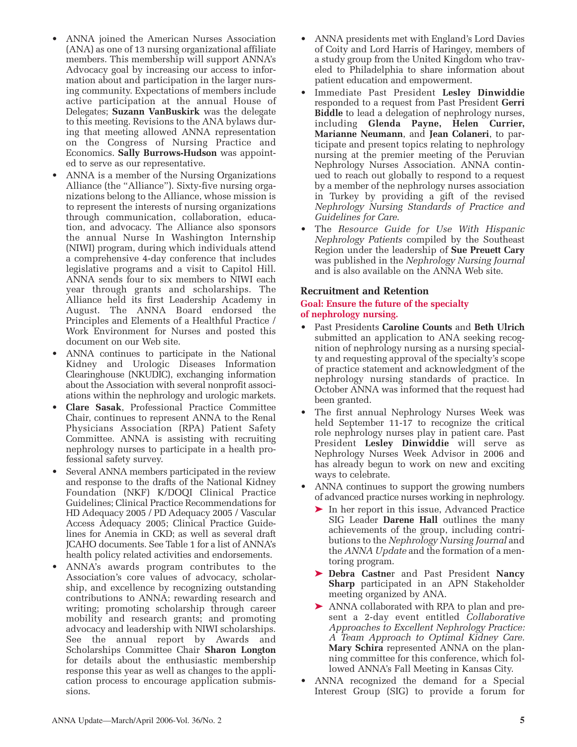- ANNA joined the American Nurses Association (ANA) as one of 13 nursing organizational affiliate members. This membership will support ANNA's Advocacy goal by increasing our access to information about and participation in the larger nursing community. Expectations of members include active participation at the annual House of Delegates; **Suzann VanBuskirk** was the delegate to this meeting. Revisions to the ANA bylaws during that meeting allowed ANNA representation on the Congress of Nursing Practice and Economics. **Sally Burrows-Hudson** was appointed to serve as our representative.
- ANNA is a member of the Nursing Organizations Alliance (the "Alliance"). Sixty-five nursing organizations belong to the Alliance, whose mission is to represent the interests of nursing organizations through communication, collaboration, education, and advocacy. The Alliance also sponsors the annual Nurse In Washington Internship (NIWI) program, during which individuals attend a comprehensive 4-day conference that includes legislative programs and a visit to Capitol Hill. ANNA sends four to six members to NIWI each year through grants and scholarships. The Alliance held its first Leadership Academy in August. The ANNA Board endorsed the Principles and Elements of a Healthful Practice / Work Environment for Nurses and posted this document on our Web site.
- ANNA continues to participate in the National Kidney and Urologic Diseases Information Clearinghouse (NKUDIC), exchanging information about the Association with several nonprofit associations within the nephrology and urologic markets.
- **Clare Sasak**, Professional Practice Committee Chair, continues to represent ANNA to the Renal Physicians Association (RPA) Patient Safety Committee. ANNA is assisting with recruiting nephrology nurses to participate in a health professional safety survey.
- Several ANNA members participated in the review and response to the drafts of the National Kidney Foundation (NKF) K/DOQI Clinical Practice Guidelines; Clinical Practice Recommendations for HD Adequacy 2005 / PD Adequacy 2005 / Vascular Access Adequacy 2005; Clinical Practice Guidelines for Anemia in CKD; as well as several draft JCAHO documents. See Table 1 for a list of ANNA's health policy related activities and endorsements.
- ANNA's awards program contributes to the Association's core values of advocacy, scholarship, and excellence by recognizing outstanding contributions to ANNA; rewarding research and writing; promoting scholarship through career mobility and research grants; and promoting advocacy and leadership with NIWI scholarships. See the annual report by Awards and Scholarships Committee Chair **Sharon Longton** for details about the enthusiastic membership response this year as well as changes to the application process to encourage application submissions.
- ANNA presidents met with England's Lord Davies of Coity and Lord Harris of Haringey, members of a study group from the United Kingdom who traveled to Philadelphia to share information about patient education and empowerment.
- Immediate Past President **Lesley Dinwiddie** responded to a request from Past President **Gerri Biddle** to lead a delegation of nephrology nurses, including **Glenda Payne, Helen Currier, Marianne Neumann**, and **Jean Colaneri**, to participate and present topics relating to nephrology nursing at the premier meeting of the Peruvian Nephrology Nurses Association. ANNA continued to reach out globally to respond to a request by a member of the nephrology nurses association in Turkey by providing a gift of the revised *Nephrology Nursing Standards of Practice and Guidelines for Care*.
- The *Resource Guide for Use With Hispanic Nephrology Patients* compiled by the Southeast Region under the leadership of **Sue Preuett Cary** was published in the *Nephrology Nursing Journal* and is also available on the ANNA Web site.

### Recruitment and Retention

**Goal: Ensure the future of the specialty of nephrology nursing.**

- Past Presidents **Caroline Counts** and **Beth Ulrich** submitted an application to ANA seeking recognition of nephrology nursing as a nursing specialty and requesting approval of the specialty's scope of practice statement and acknowledgment of the nephrology nursing standards of practice. In October ANNA was informed that the request had been granted.
- The first annual Nephrology Nurses Week was held September 11-17 to recognize the critical role nephrology nurses play in patient care. Past President **Lesley Dinwiddie** will serve as Nephrology Nurses Week Advisor in 2006 and has already begun to work on new and exciting ways to celebrate.
- ANNA continues to support the growing numbers of advanced practice nurses working in nephrology.
  - In her report in this issue, Advanced Practice SIG Leader **Darene Hall** outlines the many achievements of the group, including contributions to the *Nephrology Nursing Journal* and the *ANNA Update* and the formation of a mentoring program.
  - **Debra Castner** and Past President **Nancy Sharp** participated in an APN Stakeholder meeting organized by ANA.
  - ANNA collaborated with RPA to plan and present a 2-day event entitled *Collaborative Approaches to Excellent Nephrology Practice: A Team Approach to Optimal Kidney Care.* **Mary Schira** represented ANNA on the planning committee for this conference, which followed ANNA's Fall Meeting in Kansas City.
- ANNA recognized the demand for a Special Interest Group (SIG) to provide a forum for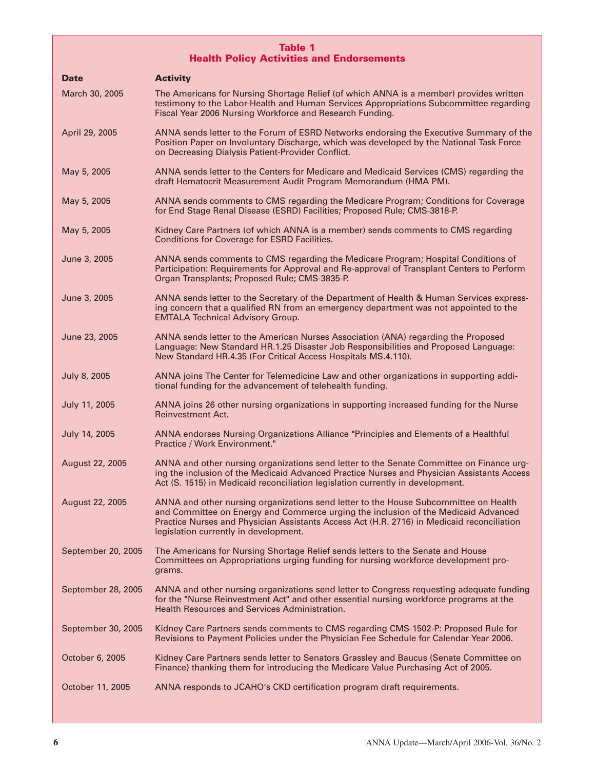**Table 1**
**Health Policy Activities and Endorsements**

| Date | Activity |
|---|---|
| March 30, 2005 | The Americans for Nursing Shortage Relief (of which ANNA is a member) provides written testimony to the Labor-Health and Human Services Appropriations Subcommittee regarding Fiscal Year 2006 Nursing Workforce and Research Funding. |
| April 29, 2005 | ANNA sends letter to the Forum of ESRD Networks endorsing the Executive Summary of the Position Paper on Involuntary Discharge, which was developed by the National Task Force on Decreasing Dialysis Patient-Provider Conflict. |
| May 5, 2005 | ANNA sends letter to the Centers for Medicare and Medicaid Services (CMS) regarding the draft Hematocrit Measurement Audit Program Memorandum (HMA PM). |
| May 5, 2005 | ANNA sends comments to CMS regarding the Medicare Program; Conditions for Coverage for End Stage Renal Disease (ESRD) Facilities; Proposed Rule; CMS-3818-P. |
| May 5, 2005 | Kidney Care Partners (of which ANNA is a member) sends comments to CMS regarding Conditions for Coverage for ESRD Facilities. |
| June 3, 2005 | ANNA sends comments to CMS regarding the Medicare Program; Hospital Conditions of Participation: Requirements for Approval and Re-approval of Transplant Centers to Perform Organ Transplants; Proposed Rule; CMS-3835-P. |
| June 3, 2005 | ANNA sends letter to the Secretary of the Department of Health & Human Services expressing concern that a qualified RN from an emergency department was not appointed to the EMTALA Technical Advisory Group. |
| June 23, 2005 | ANNA sends letter to the American Nurses Association (ANA) regarding the Proposed Language: New Standard HR.1.25 Disaster Job Responsibilities and Proposed Language: New Standard HR.4.35 (For Critical Access Hospitals MS.4.110). |
| July 8, 2005 | ANNA joins The Center for Telemedicine Law and other organizations in supporting additional funding for the advancement of telehealth funding. |
| July 11, 2005 | ANNA joins 26 other nursing organizations in supporting increased funding for the Nurse Reinvestment Act. |
| July 14, 2005 | ANNA endorses Nursing Organizations Alliance "Principles and Elements of a Healthful Practice / Work Environment." |
| August 22, 2005 | ANNA and other nursing organizations send letter to the Senate Committee on Finance urging the inclusion of the Medicaid Advanced Practice Nurses and Physician Assistants Access Act (S. 1515) in Medicaid reconciliation legislation currently in development. |
| August 22, 2005 | ANNA and other nursing organizations send letter to the House Subcommittee on Health and Committee on Energy and Commerce urging the inclusion of the Medicaid Advanced Practice Nurses and Physician Assistants Access Act (H.R. 2716) in Medicaid reconciliation legislation currently in development. |
| September 20, 2005 | The Americans for Nursing Shortage Relief sends letters to the Senate and House Committees on Appropriations urging funding for nursing workforce development programs. |
| September 28, 2005 | ANNA and other nursing organizations send letter to Congress requesting adequate funding for the "Nurse Reinvestment Act" and other essential nursing workforce programs at the Health Resources and Services Administration. |
| September 30, 2005 | Kidney Care Partners sends comments to CMS regarding CMS-1502-P: Proposed Rule for Revisions to Payment Policies under the Physician Fee Schedule for Calendar Year 2006. |
| October 6, 2005 | Kidney Care Partners sends letter to Senators Grassley and Baucus (Senate Committee on Finance) thanking them for introducing the Medicare Value Purchasing Act of 2005. |
| October 11, 2005 | ANNA responds to JCAHO's CKD certification program draft requirements. |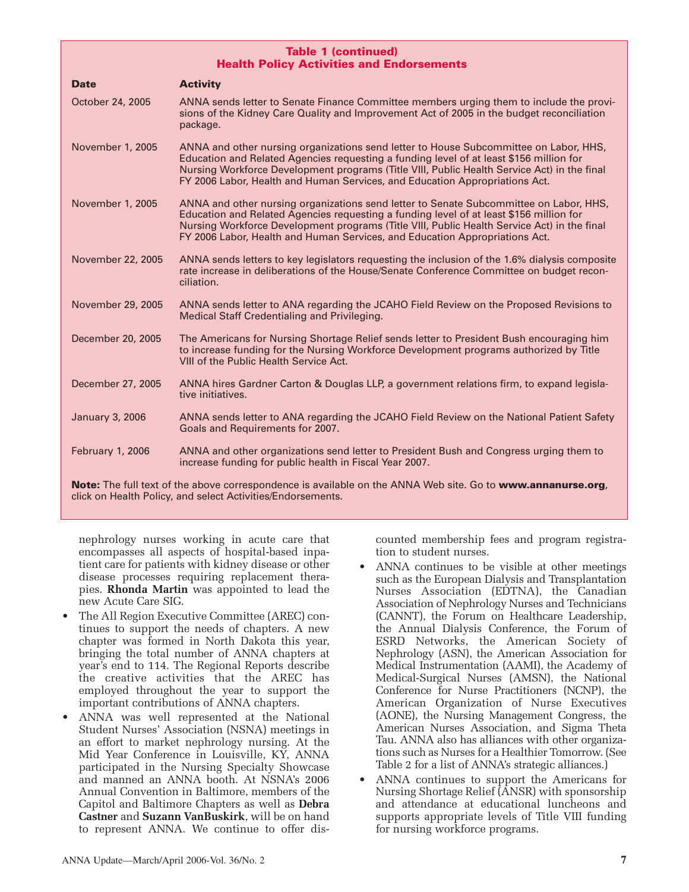**Table 1 (continued)**
**Health Policy Activities and Endorsements**

| Date | Activity |
|---|---|
| October 24, 2005 | ANNA sends letter to Senate Finance Committee members urging them to include the provisions of the Kidney Care Quality and Improvement Act of 2005 in the budget reconciliation package. |
| November 1, 2005 | ANNA and other nursing organizations send letter to House Subcommittee on Labor, HHS, Education and Related Agencies requesting a funding level of at least $156 million for Nursing Workforce Development programs (Title VIII, Public Health Service Act) in the final FY 2006 Labor, Health and Human Services, and Education Appropriations Act. |
| November 1, 2005 | ANNA and other nursing organizations send letter to Senate Subcommittee on Labor, HHS, Education and Related Agencies requesting a funding level of at least $156 million for Nursing Workforce Development programs (Title VIII, Public Health Service Act) in the final FY 2006 Labor, Health and Human Services, and Education Appropriations Act. |
| November 22, 2005 | ANNA sends letters to key legislators requesting the inclusion of the 1.6% dialysis composite rate increase in deliberations of the House/Senate Conference Committee on budget reconciliation. |
| November 29, 2005 | ANNA sends letter to ANA regarding the JCAHO Field Review on the Proposed Revisions to Medical Staff Credentialing and Privileging. |
| December 20, 2005 | The Americans for Nursing Shortage Relief sends letter to President Bush encouraging him to increase funding for the Nursing Workforce Development programs authorized by Title VIII of the Public Health Service Act. |
| December 27, 2005 | ANNA hires Gardner Carton & Douglas LLP, a government relations firm, to expand legislative initiatives. |
| January 3, 2006 | ANNA sends letter to ANA regarding the JCAHO Field Review on the National Patient Safety Goals and Requirements for 2007. |
| February 1, 2006 | ANNA and other organizations send letter to President Bush and Congress urging them to increase funding for public health in Fiscal Year 2007. |

**Note:** The full text of the above correspondence is available on the ANNA Web site. Go to **www.annanurse.org**, click on Health Policy, and select Activities/Endorsements.

nephrology nurses working in acute care that encompasses all aspects of hospital-based inpatient care for patients with kidney disease or other disease processes requiring replacement therapies. **Rhonda Martin** was appointed to lead the new Acute Care SIG.

- The All Region Executive Committee (AREC) continues to support the needs of chapters. A new chapter was formed in North Dakota this year, bringing the total number of ANNA chapters at year's end to 114. The Regional Reports describe the creative activities that the AREC has employed throughout the year to support the important contributions of ANNA chapters.
- ANNA was well represented at the National Student Nurses' Association (NSNA) meetings in an effort to market nephrology nursing. At the Mid Year Conference in Louisville, KY, ANNA participated in the Nursing Specialty Showcase and manned an ANNA booth. At NSNA's 2006 Annual Convention in Baltimore, members of the Capitol and Baltimore Chapters as well as **Debra Castner** and **Suzann VanBuskirk**, will be on hand to represent ANNA. We continue to offer discounted membership fees and program registration to student nurses.
- ANNA continues to be visible at other meetings such as the European Dialysis and Transplantation Nurses Association (EDTNA), the Canadian Association of Nephrology Nurses and Technicians (CANNT), the Forum on Healthcare Leadership, the Annual Dialysis Conference, the Forum of ESRD Networks, the American Society of Nephrology (ASN), the American Association for Medical Instrumentation (AAMI), the Academy of Medical-Surgical Nurses (AMSN), the National Conference for Nurse Practitioners (NCNP), the American Organization of Nurse Executives (AONE), the Nursing Management Congress, the American Nurses Association, and Sigma Theta Tau. ANNA also has alliances with other organizations such as Nurses for a Healthier Tomorrow. (See Table 2 for a list of ANNA's strategic alliances.)
- ANNA continues to support the Americans for Nursing Shortage Relief (ANSR) with sponsorship and attendance at educational luncheons and supports appropriate levels of Title VIII funding for nursing workforce programs.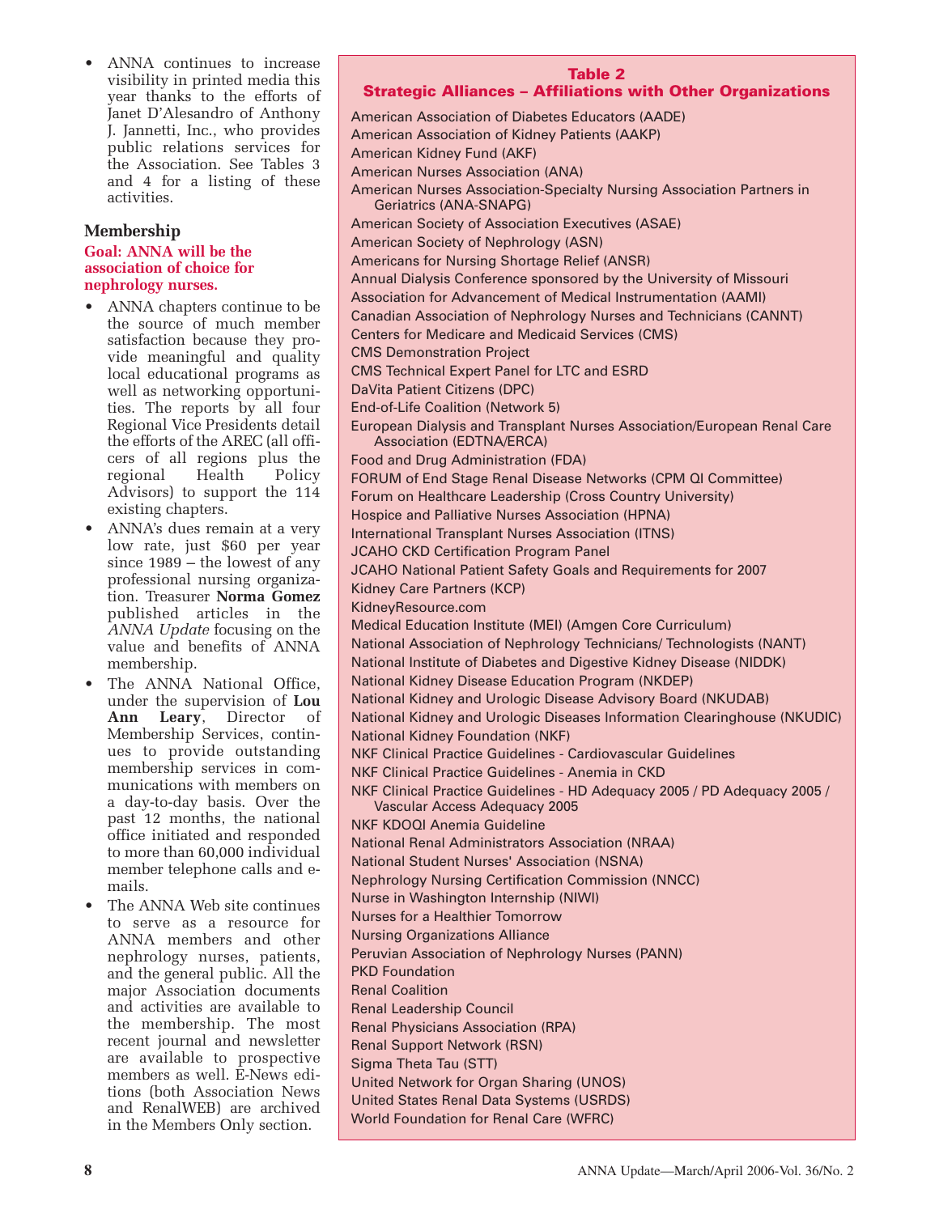- ANNA continues to increase visibility in printed media this year thanks to the efforts of Janet D'Alesandro of Anthony J. Jannetti, Inc., who provides public relations services for the Association. See Tables 3 and 4 for a listing of these activities.

### Membership

**Goal: ANNA will be the association of choice for nephrology nurses.**

- ANNA chapters continue to be the source of much member satisfaction because they provide meaningful and quality local educational programs as well as networking opportunities. The reports by all four Regional Vice Presidents detail the efforts of the AREC (all officers of all regions plus the regional Health Policy Advisors) to support the 114 existing chapters.
- ANNA's dues remain at a very low rate, just $60 per year since 1989 – the lowest of any professional nursing organization. Treasurer **Norma Gomez** published articles in the *ANNA Update* focusing on the value and benefits of ANNA membership.
- The ANNA National Office, under the supervision of **Lou Ann Leary**, Director of Membership Services, continues to provide outstanding membership services in communications with members on a day-to-day basis. Over the past 12 months, the national office initiated and responded to more than 60,000 individual member telephone calls and e-mails.
- The ANNA Web site continues to serve as a resource for ANNA members and other nephrology nurses, patients, and the general public. All the major Association documents and activities are available to the membership. The most recent journal and newsletter are available to prospective members as well. E-News editions (both Association News and RenalWEB) are archived in the Members Only section.

**Table 2**
**Strategic Alliances – Affiliations with Other Organizations**

American Association of Diabetes Educators (AADE)
American Association of Kidney Patients (AAKP)
American Kidney Fund (AKF)
American Nurses Association (ANA)
American Nurses Association-Specialty Nursing Association Partners in Geriatrics (ANA-SNAPG)
American Society of Association Executives (ASAE)
American Society of Nephrology (ASN)
Americans for Nursing Shortage Relief (ANSR)
Annual Dialysis Conference sponsored by the University of Missouri
Association for Advancement of Medical Instrumentation (AAMI)
Canadian Association of Nephrology Nurses and Technicians (CANNT)
Centers for Medicare and Medicaid Services (CMS)
CMS Demonstration Project
CMS Technical Expert Panel for LTC and ESRD
DaVita Patient Citizens (DPC)
End-of-Life Coalition (Network 5)
European Dialysis and Transplant Nurses Association/European Renal Care Association (EDTNA/ERCA)
Food and Drug Administration (FDA)
FORUM of End Stage Renal Disease Networks (CPM QI Committee)
Forum on Healthcare Leadership (Cross Country University)
Hospice and Palliative Nurses Association (HPNA)
International Transplant Nurses Association (ITNS)
JCAHO CKD Certification Program Panel
JCAHO National Patient Safety Goals and Requirements for 2007
Kidney Care Partners (KCP)
KidneyResource.com
Medical Education Institute (MEI) (Amgen Core Curriculum)
National Association of Nephrology Technicians/ Technologists (NANT)
National Institute of Diabetes and Digestive Kidney Disease (NIDDK)
National Kidney Disease Education Program (NKDEP)
National Kidney and Urologic Disease Advisory Board (NKUDAB)
National Kidney and Urologic Diseases Information Clearinghouse (NKUDIC)
National Kidney Foundation (NKF)
NKF Clinical Practice Guidelines - Cardiovascular Guidelines
NKF Clinical Practice Guidelines - Anemia in CKD
NKF Clinical Practice Guidelines - HD Adequacy 2005 / PD Adequacy 2005 / Vascular Access Adequacy 2005
NKF KDOQI Anemia Guideline
National Renal Administrators Association (NRAA)
National Student Nurses' Association (NSNA)
Nephrology Nursing Certification Commission (NNCC)
Nurse in Washington Internship (NIWI)
Nurses for a Healthier Tomorrow
Nursing Organizations Alliance
Peruvian Association of Nephrology Nurses (PANN)
PKD Foundation
Renal Coalition
Renal Leadership Council
Renal Physicians Association (RPA)
Renal Support Network (RSN)
Sigma Theta Tau (STT)
United Network for Organ Sharing (UNOS)
United States Renal Data Systems (USRDS)
World Foundation for Renal Care (WFRC)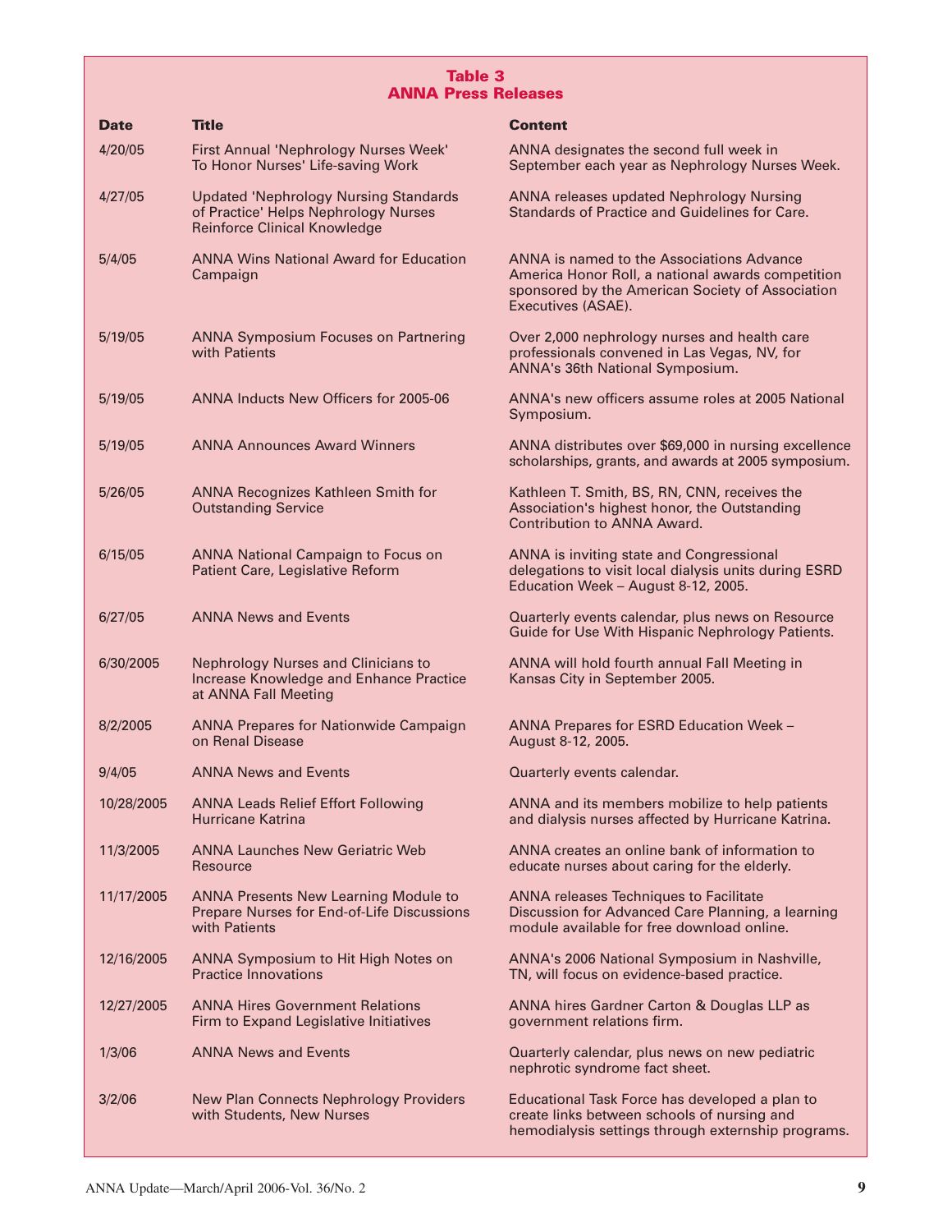**Table 3**
**ANNA Press Releases**

| Date | Title | Content |
|---|---|---|
| 4/20/05 | First Annual 'Nephrology Nurses Week' To Honor Nurses' Life-saving Work | ANNA designates the second full week in September each year as Nephrology Nurses Week. |
| 4/27/05 | Updated 'Nephrology Nursing Standards of Practice' Helps Nephrology Nurses Reinforce Clinical Knowledge | ANNA releases updated Nephrology Nursing Standards of Practice and Guidelines for Care. |
| 5/4/05 | ANNA Wins National Award for Education Campaign | ANNA is named to the Associations Advance America Honor Roll, a national awards competition sponsored by the American Society of Association Executives (ASAE). |
| 5/19/05 | ANNA Symposium Focuses on Partnering with Patients | Over 2,000 nephrology nurses and health care professionals convened in Las Vegas, NV, for ANNA's 36th National Symposium. |
| 5/19/05 | ANNA Inducts New Officers for 2005-06 | ANNA's new officers assume roles at 2005 National Symposium. |
| 5/19/05 | ANNA Announces Award Winners | ANNA distributes over $69,000 in nursing excellence scholarships, grants, and awards at 2005 symposium. |
| 5/26/05 | ANNA Recognizes Kathleen Smith for Outstanding Service | Kathleen T. Smith, BS, RN, CNN, receives the Association's highest honor, the Outstanding Contribution to ANNA Award. |
| 6/15/05 | ANNA National Campaign to Focus on Patient Care, Legislative Reform | ANNA is inviting state and Congressional delegations to visit local dialysis units during ESRD Education Week – August 8-12, 2005. |
| 6/27/05 | ANNA News and Events | Quarterly events calendar, plus news on Resource Guide for Use With Hispanic Nephrology Patients. |
| 6/30/2005 | Nephrology Nurses and Clinicians to Increase Knowledge and Enhance Practice at ANNA Fall Meeting | ANNA will hold fourth annual Fall Meeting in Kansas City in September 2005. |
| 8/2/2005 | ANNA Prepares for Nationwide Campaign on Renal Disease | ANNA Prepares for ESRD Education Week – August 8-12, 2005. |
| 9/4/05 | ANNA News and Events | Quarterly events calendar. |
| 10/28/2005 | ANNA Leads Relief Effort Following Hurricane Katrina | ANNA and its members mobilize to help patients and dialysis nurses affected by Hurricane Katrina. |
| 11/3/2005 | ANNA Launches New Geriatric Web Resource | ANNA creates an online bank of information to educate nurses about caring for the elderly. |
| 11/17/2005 | ANNA Presents New Learning Module to Prepare Nurses for End-of-Life Discussions with Patients | ANNA releases Techniques to Facilitate Discussion for Advanced Care Planning, a learning module available for free download online. |
| 12/16/2005 | ANNA Symposium to Hit High Notes on Practice Innovations | ANNA's 2006 National Symposium in Nashville, TN, will focus on evidence-based practice. |
| 12/27/2005 | ANNA Hires Government Relations Firm to Expand Legislative Initiatives | ANNA hires Gardner Carton & Douglas LLP as government relations firm. |
| 1/3/06 | ANNA News and Events | Quarterly calendar, plus news on new pediatric nephrotic syndrome fact sheet. |
| 3/2/06 | New Plan Connects Nephrology Providers with Students, New Nurses | Educational Task Force has developed a plan to create links between schools of nursing and hemodialysis settings through externship programs. |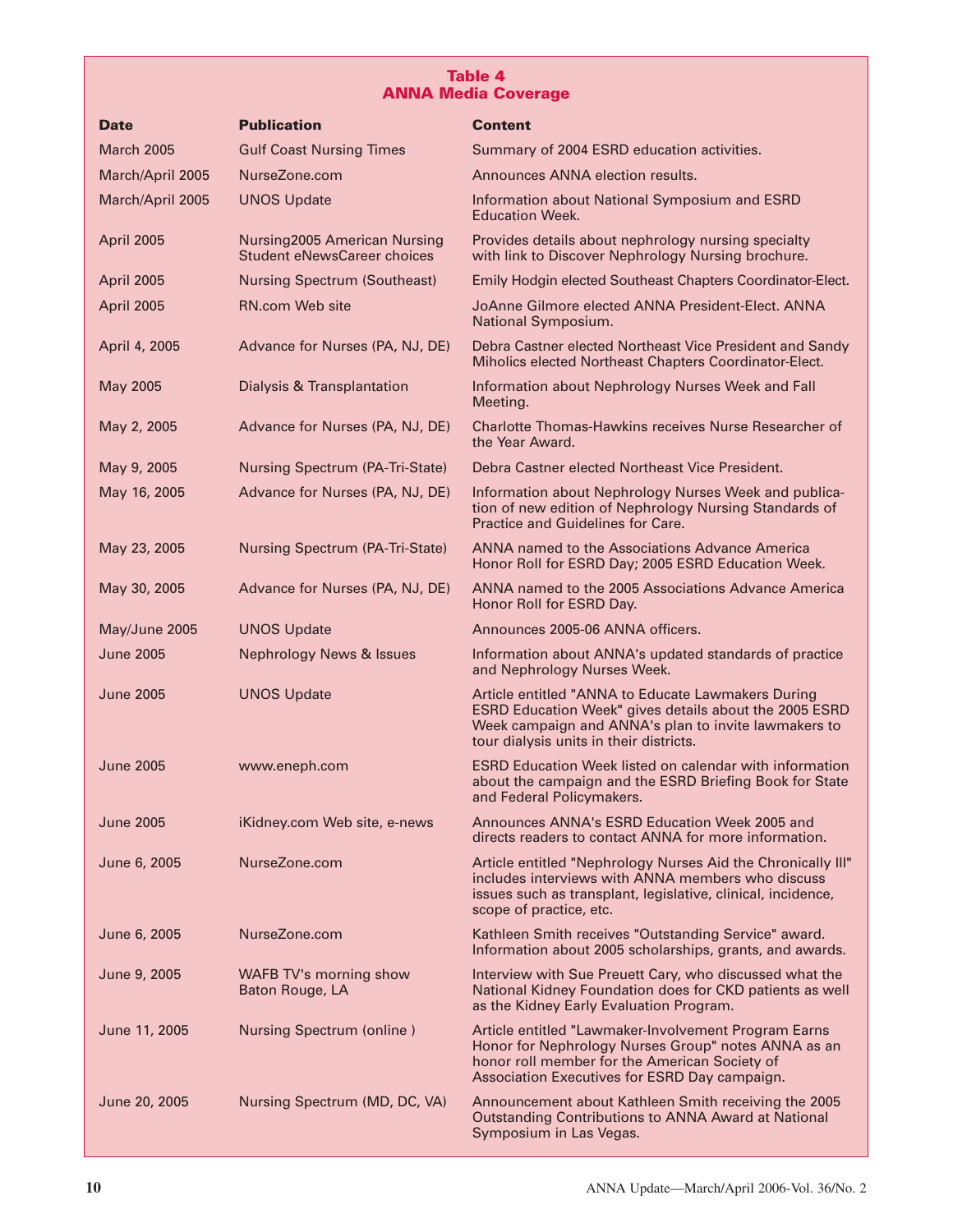**Table 4**
**ANNA Media Coverage**

| Date | Publication | Content |
|---|---|---|
| March 2005 | Gulf Coast Nursing Times | Summary of 2004 ESRD education activities. |
| March/April 2005 | NurseZone.com | Announces ANNA election results. |
| March/April 2005 | UNOS Update | Information about National Symposium and ESRD Education Week. |
| April 2005 | Nursing2005 American Nursing Student eNewsCareer choices | Provides details about nephrology nursing specialty with link to Discover Nephrology Nursing brochure. |
| April 2005 | Nursing Spectrum (Southeast) | Emily Hodgin elected Southeast Chapters Coordinator-Elect. |
| April 2005 | RN.com Web site | JoAnne Gilmore elected ANNA President-Elect. ANNA National Symposium. |
| April 4, 2005 | Advance for Nurses (PA, NJ, DE) | Debra Castner elected Northeast Vice President and Sandy Miholics elected Northeast Chapters Coordinator-Elect. |
| May 2005 | Dialysis & Transplantation | Information about Nephrology Nurses Week and Fall Meeting. |
| May 2, 2005 | Advance for Nurses (PA, NJ, DE) | Charlotte Thomas-Hawkins receives Nurse Researcher of the Year Award. |
| May 9, 2005 | Nursing Spectrum (PA-Tri-State) | Debra Castner elected Northeast Vice President. |
| May 16, 2005 | Advance for Nurses (PA, NJ, DE) | Information about Nephrology Nurses Week and publication of new edition of Nephrology Nursing Standards of Practice and Guidelines for Care. |
| May 23, 2005 | Nursing Spectrum (PA-Tri-State) | ANNA named to the Associations Advance America Honor Roll for ESRD Day; 2005 ESRD Education Week. |
| May 30, 2005 | Advance for Nurses (PA, NJ, DE) | ANNA named to the 2005 Associations Advance America Honor Roll for ESRD Day. |
| May/June 2005 | UNOS Update | Announces 2005-06 ANNA officers. |
| June 2005 | Nephrology News & Issues | Information about ANNA's updated standards of practice and Nephrology Nurses Week. |
| June 2005 | UNOS Update | Article entitled "ANNA to Educate Lawmakers During ESRD Education Week" gives details about the 2005 ESRD Week campaign and ANNA's plan to invite lawmakers to tour dialysis units in their districts. |
| June 2005 | www.eneph.com | ESRD Education Week listed on calendar with information about the campaign and the ESRD Briefing Book for State and Federal Policymakers. |
| June 2005 | iKidney.com Web site, e-news | Announces ANNA's ESRD Education Week 2005 and directs readers to contact ANNA for more information. |
| June 6, 2005 | NurseZone.com | Article entitled "Nephrology Nurses Aid the Chronically Ill" includes interviews with ANNA members who discuss issues such as transplant, legislative, clinical, incidence, scope of practice, etc. |
| June 6, 2005 | NurseZone.com | Kathleen Smith receives "Outstanding Service" award. Information about 2005 scholarships, grants, and awards. |
| June 9, 2005 | WAFB TV's morning show Baton Rouge, LA | Interview with Sue Preuett Cary, who discussed what the National Kidney Foundation does for CKD patients as well as the Kidney Early Evaluation Program. |
| June 11, 2005 | Nursing Spectrum (online ) | Article entitled "Lawmaker-Involvement Program Earns Honor for Nephrology Nurses Group" notes ANNA as an honor roll member for the American Society of Association Executives for ESRD Day campaign. |
| June 20, 2005 | Nursing Spectrum (MD, DC, VA) | Announcement about Kathleen Smith receiving the 2005 Outstanding Contributions to ANNA Award at National Symposium in Las Vegas. |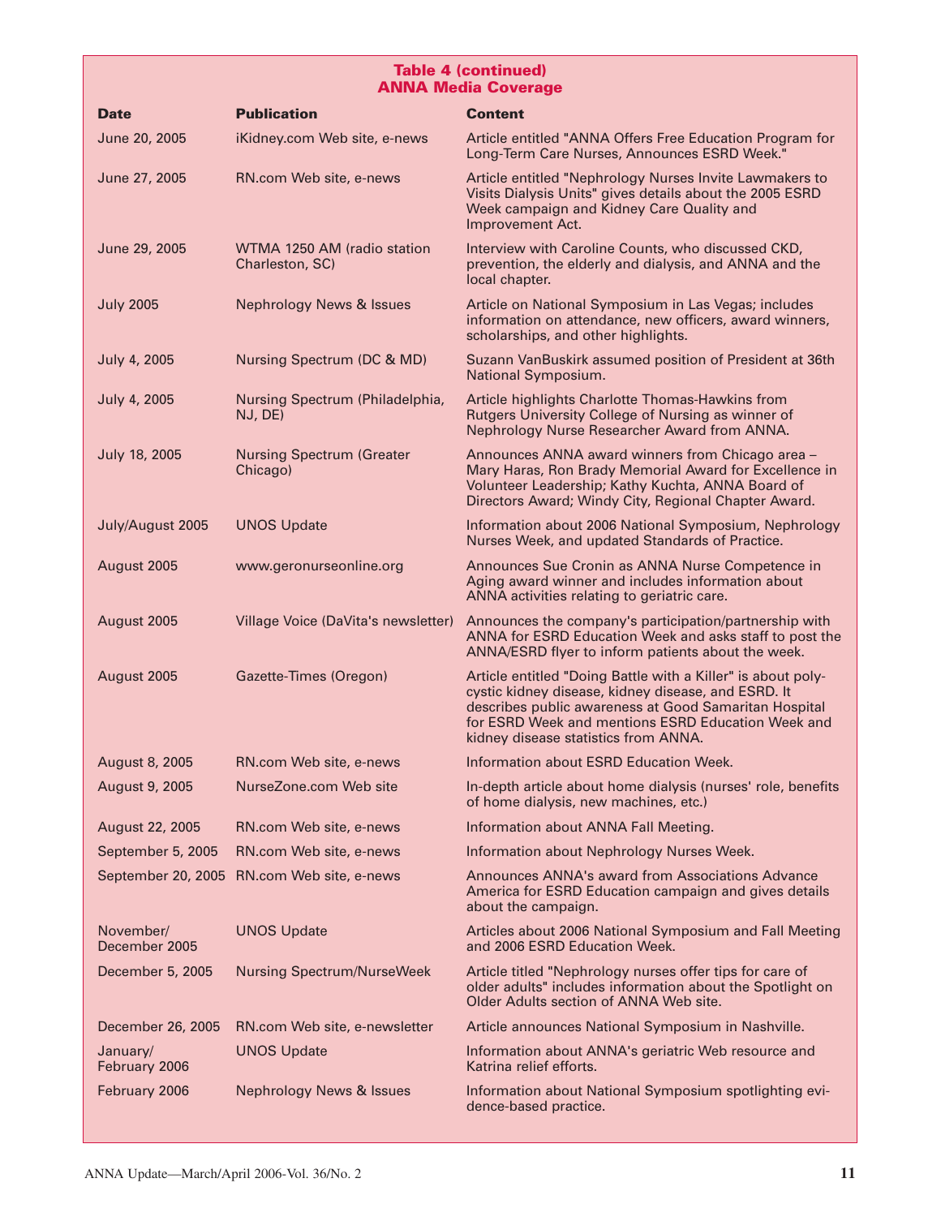**Table 4 (continued)**
**ANNA Media Coverage**

| Date | Publication | Content |
|---|---|---|
| June 20, 2005 | iKidney.com Web site, e-news | Article entitled "ANNA Offers Free Education Program for Long-Term Care Nurses, Announces ESRD Week." |
| June 27, 2005 | RN.com Web site, e-news | Article entitled "Nephrology Nurses Invite Lawmakers to Visits Dialysis Units" gives details about the 2005 ESRD Week campaign and Kidney Care Quality and Improvement Act. |
| June 29, 2005 | WTMA 1250 AM (radio station Charleston, SC) | Interview with Caroline Counts, who discussed CKD, prevention, the elderly and dialysis, and ANNA and the local chapter. |
| July 2005 | Nephrology News & Issues | Article on National Symposium in Las Vegas; includes information on attendance, new officers, award winners, scholarships, and other highlights. |
| July 4, 2005 | Nursing Spectrum (DC & MD) | Suzann VanBuskirk assumed position of President at 36th National Symposium. |
| July 4, 2005 | Nursing Spectrum (Philadelphia, NJ, DE) | Article highlights Charlotte Thomas-Hawkins from Rutgers University College of Nursing as winner of Nephrology Nurse Researcher Award from ANNA. |
| July 18, 2005 | Nursing Spectrum (Greater Chicago) | Announces ANNA award winners from Chicago area – Mary Haras, Ron Brady Memorial Award for Excellence in Volunteer Leadership; Kathy Kuchta, ANNA Board of Directors Award; Windy City, Regional Chapter Award. |
| July/August 2005 | UNOS Update | Information about 2006 National Symposium, Nephrology Nurses Week, and updated Standards of Practice. |
| August 2005 | www.geronurseonline.org | Announces Sue Cronin as ANNA Nurse Competence in Aging award winner and includes information about ANNA activities relating to geriatric care. |
| August 2005 | Village Voice (DaVita's newsletter) | Announces the company's participation/partnership with ANNA for ESRD Education Week and asks staff to post the ANNA/ESRD flyer to inform patients about the week. |
| August 2005 | Gazette-Times (Oregon) | Article entitled "Doing Battle with a Killer" is about polycystic kidney disease, kidney disease, and ESRD. It describes public awareness at Good Samaritan Hospital for ESRD Week and mentions ESRD Education Week and kidney disease statistics from ANNA. |
| August 8, 2005 | RN.com Web site, e-news | Information about ESRD Education Week. |
| August 9, 2005 | NurseZone.com Web site | In-depth article about home dialysis (nurses' role, benefits of home dialysis, new machines, etc.) |
| August 22, 2005 | RN.com Web site, e-news | Information about ANNA Fall Meeting. |
| September 5, 2005 | RN.com Web site, e-news | Information about Nephrology Nurses Week. |
| September 20, 2005 | RN.com Web site, e-news | Announces ANNA's award from Associations Advance America for ESRD Education campaign and gives details about the campaign. |
| November/ December 2005 | UNOS Update | Articles about 2006 National Symposium and Fall Meeting and 2006 ESRD Education Week. |
| December 5, 2005 | Nursing Spectrum/NurseWeek | Article titled "Nephrology nurses offer tips for care of older adults" includes information about the Spotlight on Older Adults section of ANNA Web site. |
| December 26, 2005 | RN.com Web site, e-newsletter | Article announces National Symposium in Nashville. |
| January/ February 2006 | UNOS Update | Information about ANNA's geriatric Web resource and Katrina relief efforts. |
| February 2006 | Nephrology News & Issues | Information about National Symposium spotlighting evidence-based practice. |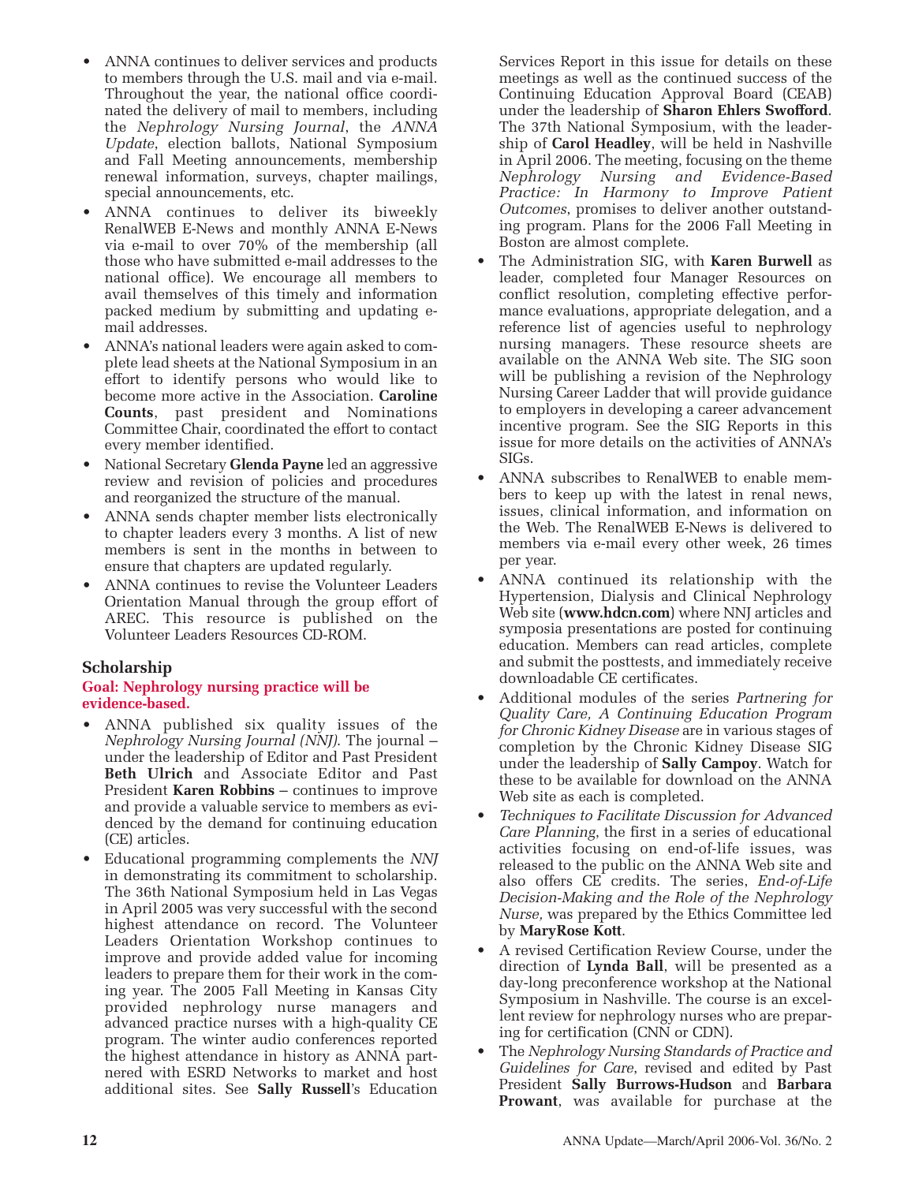- ANNA continues to deliver services and products to members through the U.S. mail and via e-mail. Throughout the year, the national office coordinated the delivery of mail to members, including the *Nephrology Nursing Journal*, the *ANNA Update*, election ballots, National Symposium and Fall Meeting announcements, membership renewal information, surveys, chapter mailings, special announcements, etc.
- ANNA continues to deliver its biweekly RenalWEB E-News and monthly ANNA E-News via e-mail to over 70% of the membership (all those who have submitted e-mail addresses to the national office). We encourage all members to avail themselves of this timely and information packed medium by submitting and updating e-mail addresses.
- ANNA's national leaders were again asked to complete lead sheets at the National Symposium in an effort to identify persons who would like to become more active in the Association. **Caroline Counts**, past president and Nominations Committee Chair, coordinated the effort to contact every member identified.
- National Secretary **Glenda Payne** led an aggressive review and revision of policies and procedures and reorganized the structure of the manual.
- ANNA sends chapter member lists electronically to chapter leaders every 3 months. A list of new members is sent in the months in between to ensure that chapters are updated regularly.
- ANNA continues to revise the Volunteer Leaders Orientation Manual through the group effort of AREC. This resource is published on the Volunteer Leaders Resources CD-ROM.

## Scholarship

**Goal: Nephrology nursing practice will be evidence-based.**

- ANNA published six quality issues of the *Nephrology Nursing Journal (NNJ)*. The journal – under the leadership of Editor and Past President **Beth Ulrich** and Associate Editor and Past President **Karen Robbins** – continues to improve and provide a valuable service to members as evidenced by the demand for continuing education (CE) articles.
- Educational programming complements the *NNJ* in demonstrating its commitment to scholarship. The 36th National Symposium held in Las Vegas in April 2005 was very successful with the second highest attendance on record. The Volunteer Leaders Orientation Workshop continues to improve and provide added value for incoming leaders to prepare them for their work in the coming year. The 2005 Fall Meeting in Kansas City provided nephrology nurse managers and advanced practice nurses with a high-quality CE program. The winter audio conferences reported the highest attendance in history as ANNA partnered with ESRD Networks to market and host additional sites. See **Sally Russell**'s Education Services Report in this issue for details on these meetings as well as the continued success of the Continuing Education Approval Board (CEAB) under the leadership of **Sharon Ehlers Swofford**. The 37th National Symposium, with the leadership of **Carol Headley**, will be held in Nashville in April 2006. The meeting, focusing on the theme *Nephrology Nursing and Evidence-Based Practice: In Harmony to Improve Patient Outcomes*, promises to deliver another outstanding program. Plans for the 2006 Fall Meeting in Boston are almost complete.
- The Administration SIG, with **Karen Burwell** as leader, completed four Manager Resources on conflict resolution, completing effective performance evaluations, appropriate delegation, and a reference list of agencies useful to nephrology nursing managers. These resource sheets are available on the ANNA Web site. The SIG soon will be publishing a revision of the Nephrology Nursing Career Ladder that will provide guidance to employers in developing a career advancement incentive program. See the SIG Reports in this issue for more details on the activities of ANNA's SIGs.
- ANNA subscribes to RenalWEB to enable members to keep up with the latest in renal news, issues, clinical information, and information on the Web. The RenalWEB E-News is delivered to members via e-mail every other week, 26 times per year.
- ANNA continued its relationship with the Hypertension, Dialysis and Clinical Nephrology Web site (**www.hdcn.com**) where NNJ articles and symposia presentations are posted for continuing education. Members can read articles, complete and submit the posttests, and immediately receive downloadable CE certificates.
- Additional modules of the series *Partnering for Quality Care, A Continuing Education Program for Chronic Kidney Disease* are in various stages of completion by the Chronic Kidney Disease SIG under the leadership of **Sally Campoy**. Watch for these to be available for download on the ANNA Web site as each is completed.
- *Techniques to Facilitate Discussion for Advanced Care Planning,* the first in a series of educational activities focusing on end-of-life issues, was released to the public on the ANNA Web site and also offers CE credits. The series, *End-of-Life Decision-Making and the Role of the Nephrology Nurse,* was prepared by the Ethics Committee led by **MaryRose Kott**.
- A revised Certification Review Course, under the direction of **Lynda Ball**, will be presented as a day-long preconference workshop at the National Symposium in Nashville. The course is an excellent review for nephrology nurses who are preparing for certification (CNN or CDN).
- The *Nephrology Nursing Standards of Practice and Guidelines for Care,* revised and edited by Past President **Sally Burrows-Hudson** and **Barbara Prowant**, was available for purchase at the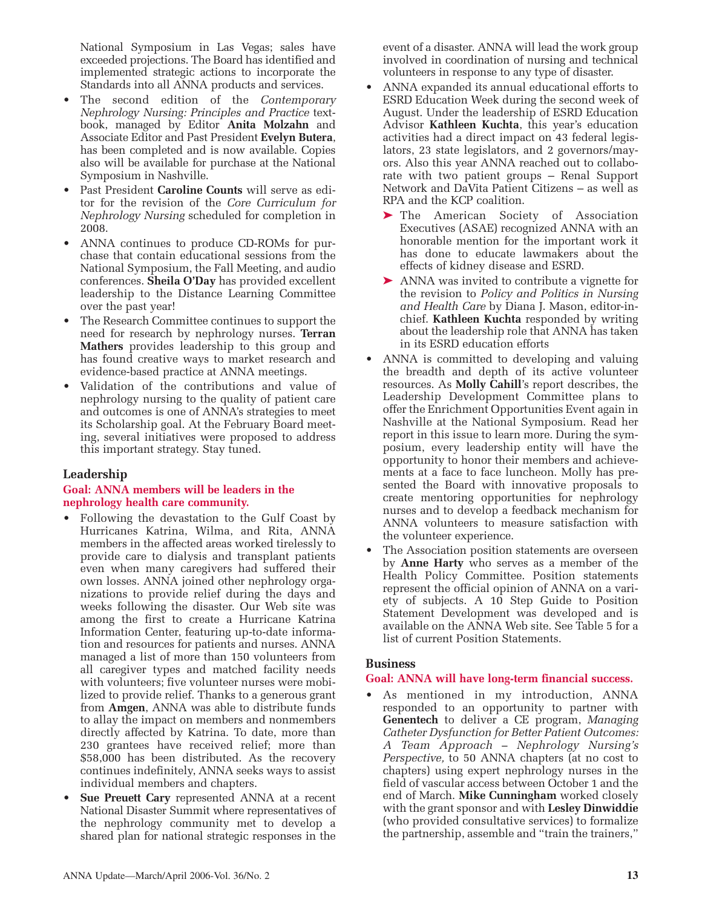National Symposium in Las Vegas; sales have exceeded projections. The Board has identified and implemented strategic actions to incorporate the Standards into all ANNA products and services.

- The second edition of the *Contemporary Nephrology Nursing: Principles and Practice* textbook, managed by Editor **Anita Molzahn** and Associate Editor and Past President **Evelyn Butera**, has been completed and is now available. Copies also will be available for purchase at the National Symposium in Nashville.
- Past President **Caroline Counts** will serve as editor for the revision of the *Core Curriculum for Nephrology Nursing* scheduled for completion in 2008.
- ANNA continues to produce CD-ROMs for purchase that contain educational sessions from the National Symposium, the Fall Meeting, and audio conferences. **Sheila O'Day** has provided excellent leadership to the Distance Learning Committee over the past year!
- The Research Committee continues to support the need for research by nephrology nurses. **Terran Mathers** provides leadership to this group and has found creative ways to market research and evidence-based practice at ANNA meetings.
- Validation of the contributions and value of nephrology nursing to the quality of patient care and outcomes is one of ANNA's strategies to meet its Scholarship goal. At the February Board meeting, several initiatives were proposed to address this important strategy. Stay tuned.

### Leadership

**Goal: ANNA members will be leaders in the nephrology health care community.**

- Following the devastation to the Gulf Coast by Hurricanes Katrina, Wilma, and Rita, ANNA members in the affected areas worked tirelessly to provide care to dialysis and transplant patients even when many caregivers had suffered their own losses. ANNA joined other nephrology organizations to provide relief during the days and weeks following the disaster. Our Web site was among the first to create a Hurricane Katrina Information Center, featuring up-to-date information and resources for patients and nurses. ANNA managed a list of more than 150 volunteers from all caregiver types and matched facility needs with volunteers; five volunteer nurses were mobilized to provide relief. Thanks to a generous grant from **Amgen**, ANNA was able to distribute funds to allay the impact on members and nonmembers directly affected by Katrina. To date, more than 230 grantees have received relief; more than $58,000 has been distributed. As the recovery continues indefinitely, ANNA seeks ways to assist individual members and chapters.
- **Sue Preuett Cary** represented ANNA at a recent National Disaster Summit where representatives of the nephrology community met to develop a shared plan for national strategic responses in the event of a disaster. ANNA will lead the work group involved in coordination of nursing and technical volunteers in response to any type of disaster.
- ANNA expanded its annual educational efforts to ESRD Education Week during the second week of August. Under the leadership of ESRD Education Advisor **Kathleen Kuchta**, this year's education activities had a direct impact on 43 federal legislators, 23 state legislators, and 2 governors/mayors. Also this year ANNA reached out to collaborate with two patient groups – Renal Support Network and DaVita Patient Citizens – as well as RPA and the KCP coalition.
  - ➤ The American Society of Association Executives (ASAE) recognized ANNA with an honorable mention for the important work it has done to educate lawmakers about the effects of kidney disease and ESRD.
  - ➤ ANNA was invited to contribute a vignette for the revision to *Policy and Politics in Nursing and Health Care* by Diana J. Mason, editor-in-chief. **Kathleen Kuchta** responded by writing about the leadership role that ANNA has taken in its ESRD education efforts
- ANNA is committed to developing and valuing the breadth and depth of its active volunteer resources. As **Molly Cahill**'s report describes, the Leadership Development Committee plans to offer the Enrichment Opportunities Event again in Nashville at the National Symposium. Read her report in this issue to learn more. During the symposium, every leadership entity will have the opportunity to honor their members and achievements at a face to face luncheon. Molly has presented the Board with innovative proposals to create mentoring opportunities for nephrology nurses and to develop a feedback mechanism for ANNA volunteers to measure satisfaction with the volunteer experience.
- The Association position statements are overseen by **Anne Harty** who serves as a member of the Health Policy Committee. Position statements represent the official opinion of ANNA on a variety of subjects. A 10 Step Guide to Position Statement Development was developed and is available on the ANNA Web site. See Table 5 for a list of current Position Statements.

### Business

**Goal: ANNA will have long-term financial success.**

- As mentioned in my introduction, ANNA responded to an opportunity to partner with **Genentech** to deliver a CE program, *Managing Catheter Dysfunction for Better Patient Outcomes: A Team Approach – Nephrology Nursing's Perspective,* to 50 ANNA chapters (at no cost to chapters) using expert nephrology nurses in the field of vascular access between October 1 and the end of March. **Mike Cunningham** worked closely with the grant sponsor and with **Lesley Dinwiddie** (who provided consultative services) to formalize the partnership, assemble and "train the trainers,"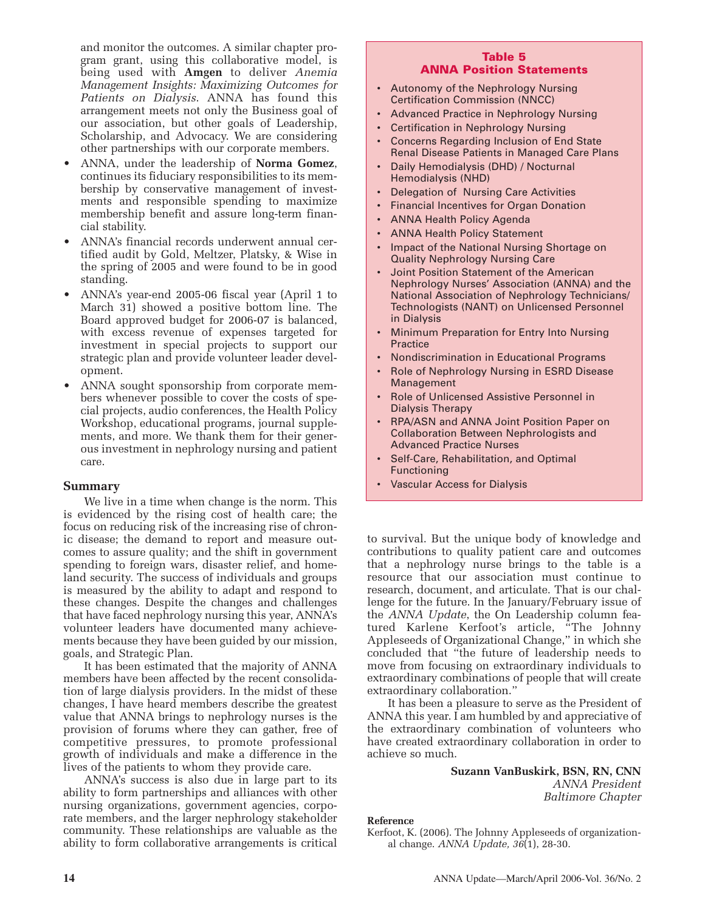and monitor the outcomes. A similar chapter program grant, using this collaborative model, is being used with **Amgen** to deliver *Anemia Management Insights: Maximizing Outcomes for Patients on Dialysis*. ANNA has found this arrangement meets not only the Business goal of our association, but other goals of Leadership, Scholarship, and Advocacy. We are considering other partnerships with our corporate members.

- ANNA, under the leadership of **Norma Gomez**, continues its fiduciary responsibilities to its membership by conservative management of investments and responsible spending to maximize membership benefit and assure long-term financial stability.
- ANNA's financial records underwent annual certified audit by Gold, Meltzer, Platsky, & Wise in the spring of 2005 and were found to be in good standing.
- ANNA's year-end 2005-06 fiscal year (April 1 to March 31) showed a positive bottom line. The Board approved budget for 2006-07 is balanced, with excess revenue of expenses targeted for investment in special projects to support our strategic plan and provide volunteer leader development.
- ANNA sought sponsorship from corporate members whenever possible to cover the costs of special projects, audio conferences, the Health Policy Workshop, educational programs, journal supplements, and more. We thank them for their generous investment in nephrology nursing and patient care.

## Summary

We live in a time when change is the norm. This is evidenced by the rising cost of health care; the focus on reducing risk of the increasing rise of chronic disease; the demand to report and measure outcomes to assure quality; and the shift in government spending to foreign wars, disaster relief, and homeland security. The success of individuals and groups is measured by the ability to adapt and respond to these changes. Despite the changes and challenges that have faced nephrology nursing this year, ANNA's volunteer leaders have documented many achievements because they have been guided by our mission, goals, and Strategic Plan.

It has been estimated that the majority of ANNA members have been affected by the recent consolidation of large dialysis providers. In the midst of these changes, I have heard members describe the greatest value that ANNA brings to nephrology nurses is the provision of forums where they can gather, free of competitive pressures, to promote professional growth of individuals and make a difference in the lives of the patients to whom they provide care.

ANNA's success is also due in large part to its ability to form partnerships and alliances with other nursing organizations, government agencies, corporate members, and the larger nephrology stakeholder community. These relationships are valuable as the ability to form collaborative arrangements is critical to survival. But the unique body of knowledge and contributions to quality patient care and outcomes that a nephrology nurse brings to the table is a resource that our association must continue to research, document, and articulate. That is our challenge for the future. In the January/February issue of the *ANNA Update*, the On Leadership column featured Karlene Kerfoot's article, "The Johnny Appleseeds of Organizational Change," in which she concluded that "the future of leadership needs to move from focusing on extraordinary individuals to extraordinary combinations of people that will create extraordinary collaboration."

It has been a pleasure to serve as the President of ANNA this year. I am humbled by and appreciative of the extraordinary combination of volunteers who have created extraordinary collaboration in order to achieve so much.

**Suzann VanBuskirk, BSN, RN, CNN**
*ANNA President*
*Baltimore Chapter*

**Table 5**
**ANNA Position Statements**

- Autonomy of the Nephrology Nursing Certification Commission (NNCC)
- Advanced Practice in Nephrology Nursing
- Certification in Nephrology Nursing
- Concerns Regarding Inclusion of End State Renal Disease Patients in Managed Care Plans
- Daily Hemodialysis (DHD) / Nocturnal Hemodialysis (NHD)
- Delegation of Nursing Care Activities
- Financial Incentives for Organ Donation
- ANNA Health Policy Agenda
- ANNA Health Policy Statement
- Impact of the National Nursing Shortage on Quality Nephrology Nursing Care
- Joint Position Statement of the American Nephrology Nurses' Association (ANNA) and the National Association of Nephrology Technicians/ Technologists (NANT) on Unlicensed Personnel in Dialysis
- Minimum Preparation for Entry Into Nursing Practice
- Nondiscrimination in Educational Programs
- Role of Nephrology Nursing in ESRD Disease Management
- Role of Unlicensed Assistive Personnel in Dialysis Therapy
- RPA/ASN and ANNA Joint Position Paper on Collaboration Between Nephrologists and Advanced Practice Nurses
- Self-Care, Rehabilitation, and Optimal Functioning
- Vascular Access for Dialysis

**Reference**

Kerfoot, K. (2006). The Johnny Appleseeds of organizational change. *ANNA Update, 36*(1), 28-30.